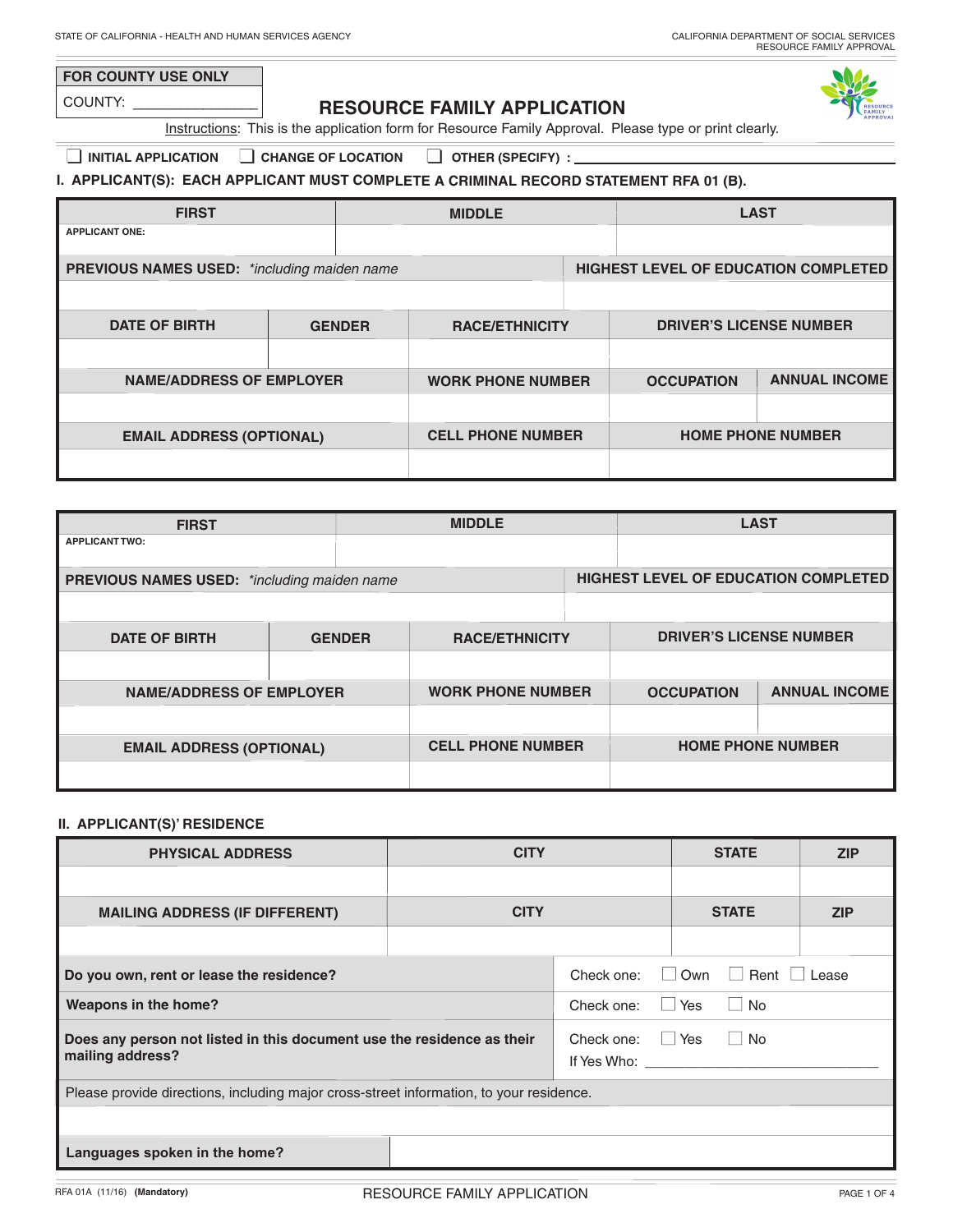STATE OF CALIFORNIA - HEALTH AND HUMAN SERVICES AGENCY

CALIFORNIA DEPARTMENT OF SOCIAL SERVICES
RESOURCE FAMILY APPROVAL

| FOR COUNTY USE ONLY |
|---|
| COUNTY: _______________ |

# RESOURCE FAMILY APPLICATION

Instructions: This is the application form for Resource Family Approval. Please type or print clearly.

☐ INITIAL APPLICATION ☐ CHANGE OF LOCATION ☐ OTHER (SPECIFY) : ______________________________

## I. APPLICANT(S): EACH APPLICANT MUST COMPLETE A CRIMINAL RECORD STATEMENT RFA 01 (B).

| FIRST | | MIDDLE | | LAST |
|---|---|---|---|---|
| APPLICANT ONE: | | | | |
| PREVIOUS NAMES USED: *\*including maiden name* | | | HIGHEST LEVEL OF EDUCATION COMPLETED | |
| | | | | |
| DATE OF BIRTH | GENDER | RACE/ETHNICITY | DRIVER'S LICENSE NUMBER | |
| | | | | |
| NAME/ADDRESS OF EMPLOYER | | WORK PHONE NUMBER | OCCUPATION | ANNUAL INCOME |
| | | | | |
| EMAIL ADDRESS (OPTIONAL) | | CELL PHONE NUMBER | HOME PHONE NUMBER | |
| | | | | |

| FIRST | | MIDDLE | | LAST |
|---|---|---|---|---|
| APPLICANT TWO: | | | | |
| PREVIOUS NAMES USED: *\*including maiden name* | | | HIGHEST LEVEL OF EDUCATION COMPLETED | |
| | | | | |
| DATE OF BIRTH | GENDER | RACE/ETHNICITY | DRIVER'S LICENSE NUMBER | |
| | | | | |
| NAME/ADDRESS OF EMPLOYER | | WORK PHONE NUMBER | OCCUPATION | ANNUAL INCOME |
| | | | | |
| EMAIL ADDRESS (OPTIONAL) | | CELL PHONE NUMBER | HOME PHONE NUMBER | |
| | | | | |

## II. APPLICANT(S)' RESIDENCE

| PHYSICAL ADDRESS | CITY | STATE | ZIP |
|---|---|---|---|
| | | | |
| MAILING ADDRESS (IF DIFFERENT) | CITY | STATE | ZIP |
| | | | |

| | |
|---|---|
| **Do you own, rent or lease the residence?** | Check one: ☐ Own ☐ Rent ☐ Lease |
| **Weapons in the home?** | Check one: ☐ Yes ☐ No |
| **Does any person not listed in this document use the residence as their mailing address?** | Check one: ☐ Yes ☐ No<br>If Yes Who: ______________________________ |
| Please provide directions, including major cross-street information, to your residence. | |
| | |
| **Languages spoken in the home?** | |

RFA 01A (11/16) **(Mandatory)** RESOURCE FAMILY APPLICATION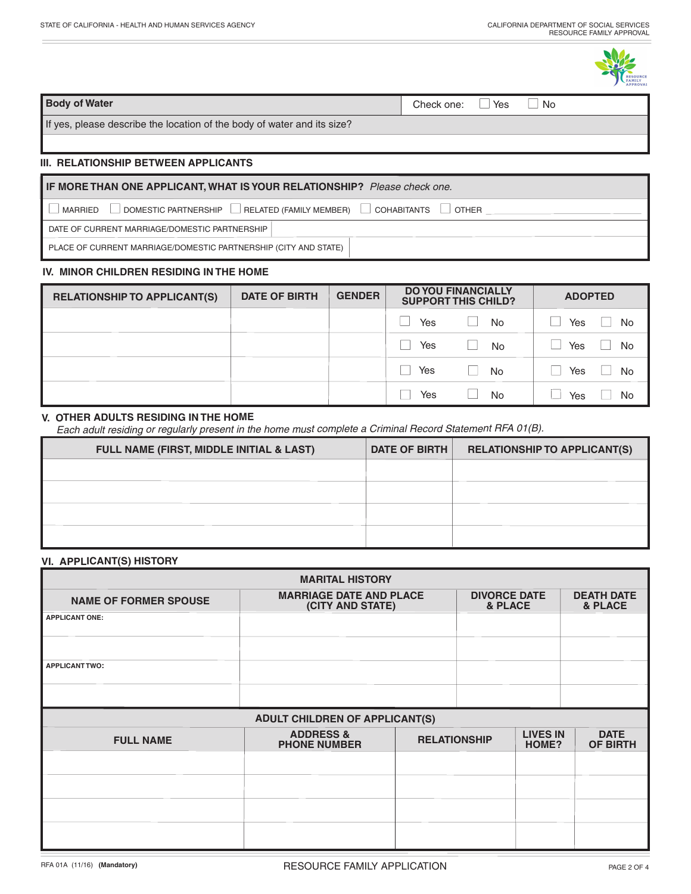| Body of Water | Check one: ☐ Yes ☐ No |
|---|---|
| If yes, please describe the location of the body of water and its size? | |
| | |

## III. RELATIONSHIP BETWEEN APPLICANTS

| IF MORE THAN ONE APPLICANT, WHAT IS YOUR RELATIONSHIP? *Please check one.* | |
|---|---|
| ☐ MARRIED ☐ DOMESTIC PARTNERSHIP ☐ RELATED (FAMILY MEMBER) ☐ COHABITANTS ☐ OTHER ______ | |
| DATE OF CURRENT MARRIAGE/DOMESTIC PARTNERSHIP | |
| PLACE OF CURRENT MARRIAGE/DOMESTIC PARTNERSHIP (CITY AND STATE) | |

## IV. MINOR CHILDREN RESIDING IN THE HOME

| RELATIONSHIP TO APPLICANT(S) | DATE OF BIRTH | GENDER | DO YOU FINANCIALLY SUPPORT THIS CHILD? | ADOPTED |
|---|---|---|---|---|
| | | | ☐ Yes ☐ No | ☐ Yes ☐ No |
| | | | ☐ Yes ☐ No | ☐ Yes ☐ No |
| | | | ☐ Yes ☐ No | ☐ Yes ☐ No |
| | | | ☐ Yes ☐ No | ☐ Yes ☐ No |

## V. OTHER ADULTS RESIDING IN THE HOME

*Each adult residing or regularly present in the home must complete a Criminal Record Statement RFA 01(B).*

| FULL NAME (FIRST, MIDDLE INITIAL & LAST) | DATE OF BIRTH | RELATIONSHIP TO APPLICANT(S) |
|---|---|---|
| | | |
| | | |
| | | |
| | | |

## VI. APPLICANT(S) HISTORY

| MARITAL HISTORY | | | |
|---|---|---|---|
| NAME OF FORMER SPOUSE | MARRIAGE DATE AND PLACE (CITY AND STATE) | DIVORCE DATE & PLACE | DEATH DATE & PLACE |
| APPLICANT ONE: | | | |
| | | | |
| APPLICANT TWO: | | | |
| | | | |

| ADULT CHILDREN OF APPLICANT(S) | | | | |
|---|---|---|---|---|
| FULL NAME | ADDRESS & PHONE NUMBER | RELATIONSHIP | LIVES IN HOME? | DATE OF BIRTH |
| | | | | |
| | | | | |
| | | | | |
| | | | | |

RFA 01A (11/16) **(Mandatory)** RESOURCE FAMILY APPLICATION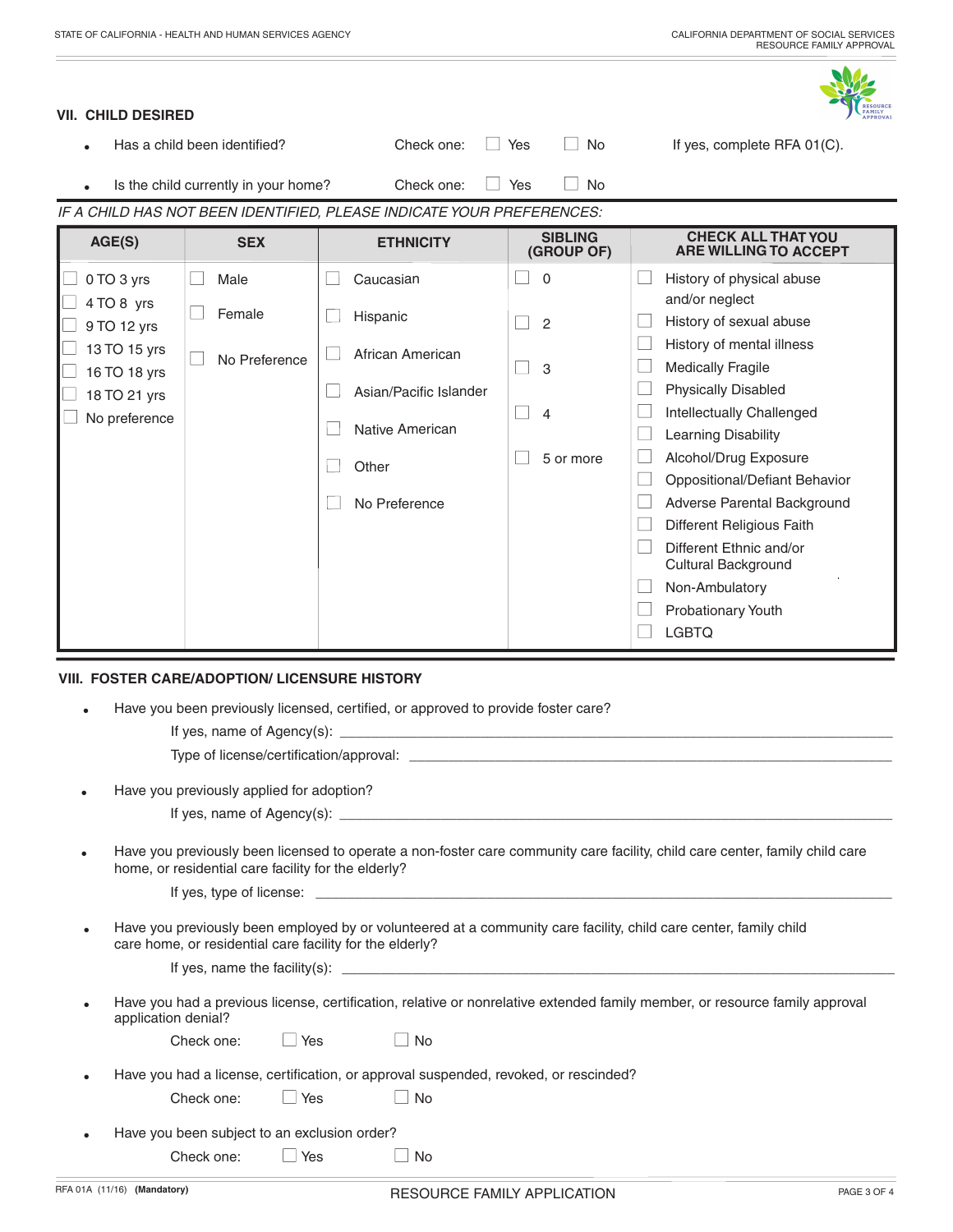## VII. CHILD DESIRED

- Has a child been identified? Check one: ☐ Yes ☐ No If yes, complete RFA 01(C).
- Is the child currently in your home? Check one: ☐ Yes ☐ No

*IF A CHILD HAS NOT BEEN IDENTIFIED, PLEASE INDICATE YOUR PREFERENCES:*

| AGE(S) | SEX | ETHNICITY | SIBLING (GROUP OF) | CHECK ALL THAT YOU ARE WILLING TO ACCEPT |
|---|---|---|---|---|
| ☐ 0 TO 3 yrs | ☐ Male | ☐ Caucasian | ☐ 0 | ☐ History of physical abuse and/or neglect |
| ☐ 4 TO 8 yrs | ☐ Female | ☐ Hispanic | ☐ 2 | ☐ History of sexual abuse |
| ☐ 9 TO 12 yrs | ☐ No Preference | ☐ African American | ☐ 3 | ☐ History of mental illness |
| ☐ 13 TO 15 yrs | | ☐ Asian/Pacific Islander | ☐ 4 | ☐ Medically Fragile |
| ☐ 16 TO 18 yrs | | ☐ Native American | ☐ 5 or more | ☐ Physically Disabled |
| ☐ 18 TO 21 yrs | | ☐ Other | | ☐ Intellectually Challenged |
| ☐ No preference | | ☐ No Preference | | ☐ Learning Disability |
| | | | | ☐ Alcohol/Drug Exposure |
| | | | | ☐ Oppositional/Defiant Behavior |
| | | | | ☐ Adverse Parental Background |
| | | | | ☐ Different Religious Faith |
| | | | | ☐ Different Ethnic and/or Cultural Background |
| | | | | ☐ Non-Ambulatory |
| | | | | ☐ Probationary Youth |
| | | | | ☐ LGBTQ |

## VIII. FOSTER CARE/ADOPTION/ LICENSURE HISTORY

- Have you been previously licensed, certified, or approved to provide foster care?

  If yes, name of Agency(s): ______________________________

  Type of license/certification/approval: ______________________________

- Have you previously applied for adoption?

  If yes, name of Agency(s): ______________________________

- Have you previously been licensed to operate a non-foster care community care facility, child care center, family child care home, or residential care facility for the elderly?

  If yes, type of license: ______________________________

- Have you previously been employed by or volunteered at a community care facility, child care center, family child care home, or residential care facility for the elderly?

  If yes, name the facility(s): ______________________________

- Have you had a previous license, certification, relative or nonrelative extended family member, or resource family approval application denial?

  Check one: ☐ Yes ☐ No

- Have you had a license, certification, or approval suspended, revoked, or rescinded?

  Check one: ☐ Yes ☐ No

- Have you been subject to an exclusion order?

  Check one: ☐ Yes ☐ No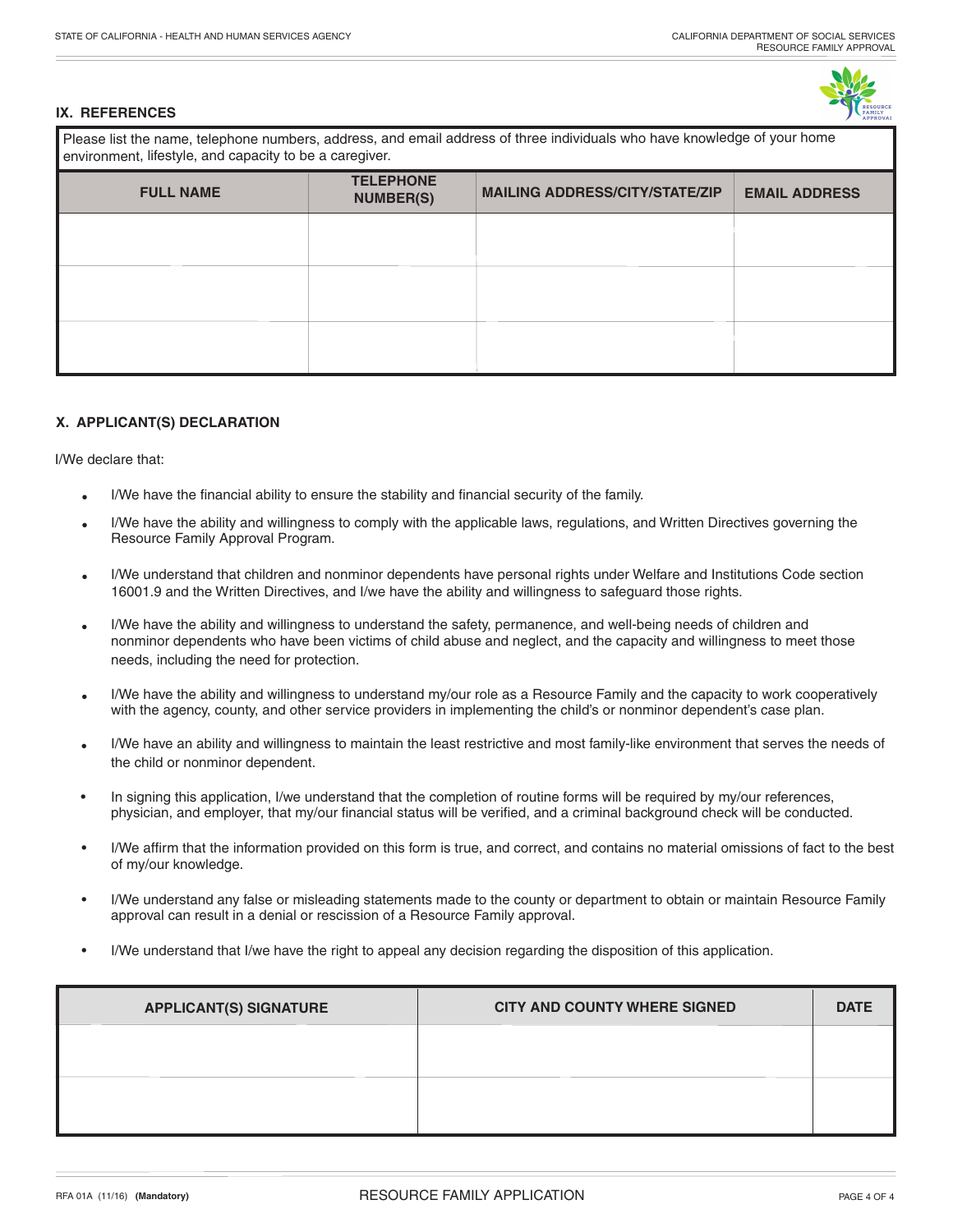## IX. REFERENCES

Please list the name, telephone numbers, address, and email address of three individuals who have knowledge of your home environment, lifestyle, and capacity to be a caregiver.

| FULL NAME | TELEPHONE NUMBER(S) | MAILING ADDRESS/CITY/STATE/ZIP | EMAIL ADDRESS |
|---|---|---|---|
| | | | |
| | | | |
| | | | |

## X. APPLICANT(S) DECLARATION

I/We declare that:

- I/We have the financial ability to ensure the stability and financial security of the family.
- I/We have the ability and willingness to comply with the applicable laws, regulations, and Written Directives governing the Resource Family Approval Program.
- I/We understand that children and nonminor dependents have personal rights under Welfare and Institutions Code section 16001.9 and the Written Directives, and I/we have the ability and willingness to safeguard those rights.
- I/We have the ability and willingness to understand the safety, permanence, and well-being needs of children and nonminor dependents who have been victims of child abuse and neglect, and the capacity and willingness to meet those needs, including the need for protection.
- I/We have the ability and willingness to understand my/our role as a Resource Family and the capacity to work cooperatively with the agency, county, and other service providers in implementing the child's or nonminor dependent's case plan.
- I/We have an ability and willingness to maintain the least restrictive and most family-like environment that serves the needs of the child or nonminor dependent.
- In signing this application, I/we understand that the completion of routine forms will be required by my/our references, physician, and employer, that my/our financial status will be verified, and a criminal background check will be conducted.
- I/We affirm that the information provided on this form is true, and correct, and contains no material omissions of fact to the best of my/our knowledge.
- I/We understand any false or misleading statements made to the county or department to obtain or maintain Resource Family approval can result in a denial or rescission of a Resource Family approval.
- I/We understand that I/we have the right to appeal any decision regarding the disposition of this application.

| APPLICANT(S) SIGNATURE | CITY AND COUNTY WHERE SIGNED | DATE |
|---|---|---|
| | | |
| | | |

RFA 01A (11/16) **(Mandatory)** RESOURCE FAMILY APPLICATION